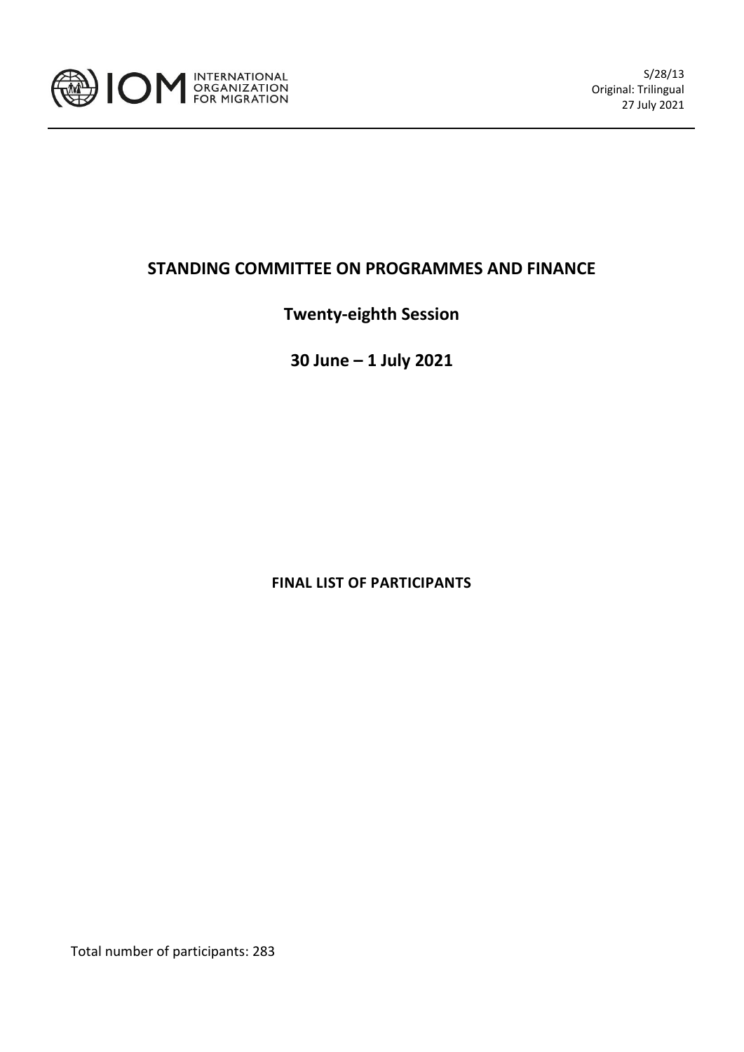INTERNATIONAL ORGANIZATION FOR MIGRATION

S/28/13
Original: Trilingual
27 July 2021

# STANDING COMMITTEE ON PROGRAMMES AND FINANCE

## Twenty-eighth Session

## 30 June – 1 July 2021

**FINAL LIST OF PARTICIPANTS**

Total number of participants: 283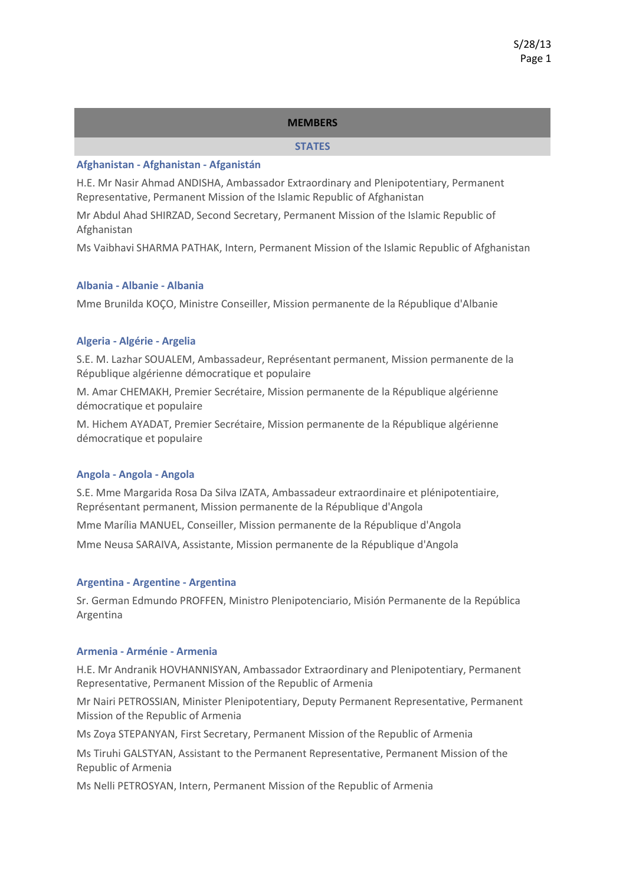## MEMBERS

### STATES

**Afghanistan - Afghanistan - Afganistán**

H.E. Mr Nasir Ahmad ANDISHA, Ambassador Extraordinary and Plenipotentiary, Permanent Representative, Permanent Mission of the Islamic Republic of Afghanistan

Mr Abdul Ahad SHIRZAD, Second Secretary, Permanent Mission of the Islamic Republic of Afghanistan

Ms Vaibhavi SHARMA PATHAK, Intern, Permanent Mission of the Islamic Republic of Afghanistan

**Albania - Albanie - Albania**

Mme Brunilda KOÇO, Ministre Conseiller, Mission permanente de la République d'Albanie

**Algeria - Algérie - Argelia**

S.E. M. Lazhar SOUALEM, Ambassadeur, Représentant permanent, Mission permanente de la République algérienne démocratique et populaire

M. Amar CHEMAKH, Premier Secrétaire, Mission permanente de la République algérienne démocratique et populaire

M. Hichem AYADAT, Premier Secrétaire, Mission permanente de la République algérienne démocratique et populaire

**Angola - Angola - Angola**

S.E. Mme Margarida Rosa Da Silva IZATA, Ambassadeur extraordinaire et plénipotentiaire, Représentant permanent, Mission permanente de la République d'Angola

Mme Marília MANUEL, Conseiller, Mission permanente de la République d'Angola

Mme Neusa SARAIVA, Assistante, Mission permanente de la République d'Angola

**Argentina - Argentine - Argentina**

Sr. German Edmundo PROFFEN, Ministro Plenipotenciario, Misión Permanente de la República Argentina

**Armenia - Arménie - Armenia**

H.E. Mr Andranik HOVHANNISYAN, Ambassador Extraordinary and Plenipotentiary, Permanent Representative, Permanent Mission of the Republic of Armenia

Mr Nairi PETROSSIAN, Minister Plenipotentiary, Deputy Permanent Representative, Permanent Mission of the Republic of Armenia

Ms Zoya STEPANYAN, First Secretary, Permanent Mission of the Republic of Armenia

Ms Tiruhi GALSTYAN, Assistant to the Permanent Representative, Permanent Mission of the Republic of Armenia

Ms Nelli PETROSYAN, Intern, Permanent Mission of the Republic of Armenia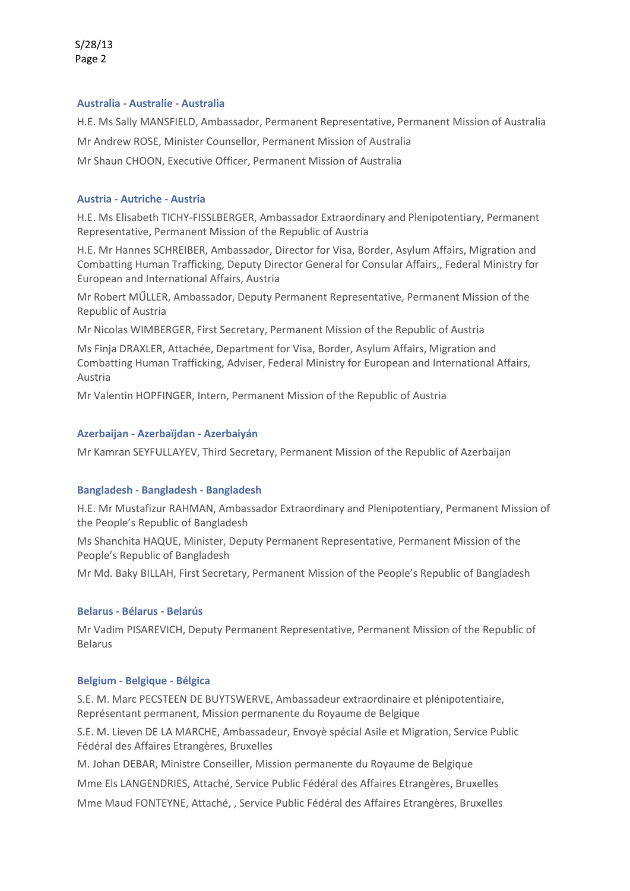### Australia - Australie - Australia

H.E. Ms Sally MANSFIELD, Ambassador, Permanent Representative, Permanent Mission of Australia

Mr Andrew ROSE, Minister Counsellor, Permanent Mission of Australia

Mr Shaun CHOON, Executive Officer, Permanent Mission of Australia

### Austria - Autriche - Austria

H.E. Ms Elisabeth TICHY-FISSLBERGER, Ambassador Extraordinary and Plenipotentiary, Permanent Representative, Permanent Mission of the Republic of Austria

H.E. Mr Hannes SCHREIBER, Ambassador, Director for Visa, Border, Asylum Affairs, Migration and Combatting Human Trafficking, Deputy Director General for Consular Affairs,, Federal Ministry for European and International Affairs, Austria

Mr Robert MŰLLER, Ambassador, Deputy Permanent Representative, Permanent Mission of the Republic of Austria

Mr Nicolas WIMBERGER, First Secretary, Permanent Mission of the Republic of Austria

Ms Finja DRAXLER, Attachée, Department for Visa, Border, Asylum Affairs, Migration and Combatting Human Trafficking, Adviser, Federal Ministry for European and International Affairs, Austria

Mr Valentin HOPFINGER, Intern, Permanent Mission of the Republic of Austria

### Azerbaijan - Azerbaïjdan - Azerbaiyán

Mr Kamran SEYFULLAYEV, Third Secretary, Permanent Mission of the Republic of Azerbaijan

### Bangladesh - Bangladesh - Bangladesh

H.E. Mr Mustafizur RAHMAN, Ambassador Extraordinary and Plenipotentiary, Permanent Mission of the People's Republic of Bangladesh

Ms Shanchita HAQUE, Minister, Deputy Permanent Representative, Permanent Mission of the People's Republic of Bangladesh

Mr Md. Baky BILLAH, First Secretary, Permanent Mission of the People's Republic of Bangladesh

### Belarus - Bélarus - Belarús

Mr Vadim PISAREVICH, Deputy Permanent Representative, Permanent Mission of the Republic of Belarus

### Belgium - Belgique - Bélgica

S.E. M. Marc PECSTEEN DE BUYTSWERVE, Ambassadeur extraordinaire et plénipotentiaire, Représentant permanent, Mission permanente du Royaume de Belgique

S.E. M. Lieven DE LA MARCHE, Ambassadeur, Envoyè spécial Asile et Migration, Service Public Fédéral des Affaires Etrangères, Bruxelles

M. Johan DEBAR, Ministre Conseiller, Mission permanente du Royaume de Belgique

Mme Els LANGENDRIES, Attaché, Service Public Fédéral des Affaires Etrangères, Bruxelles

Mme Maud FONTEYNE, Attaché, , Service Public Fédéral des Affaires Etrangères, Bruxelles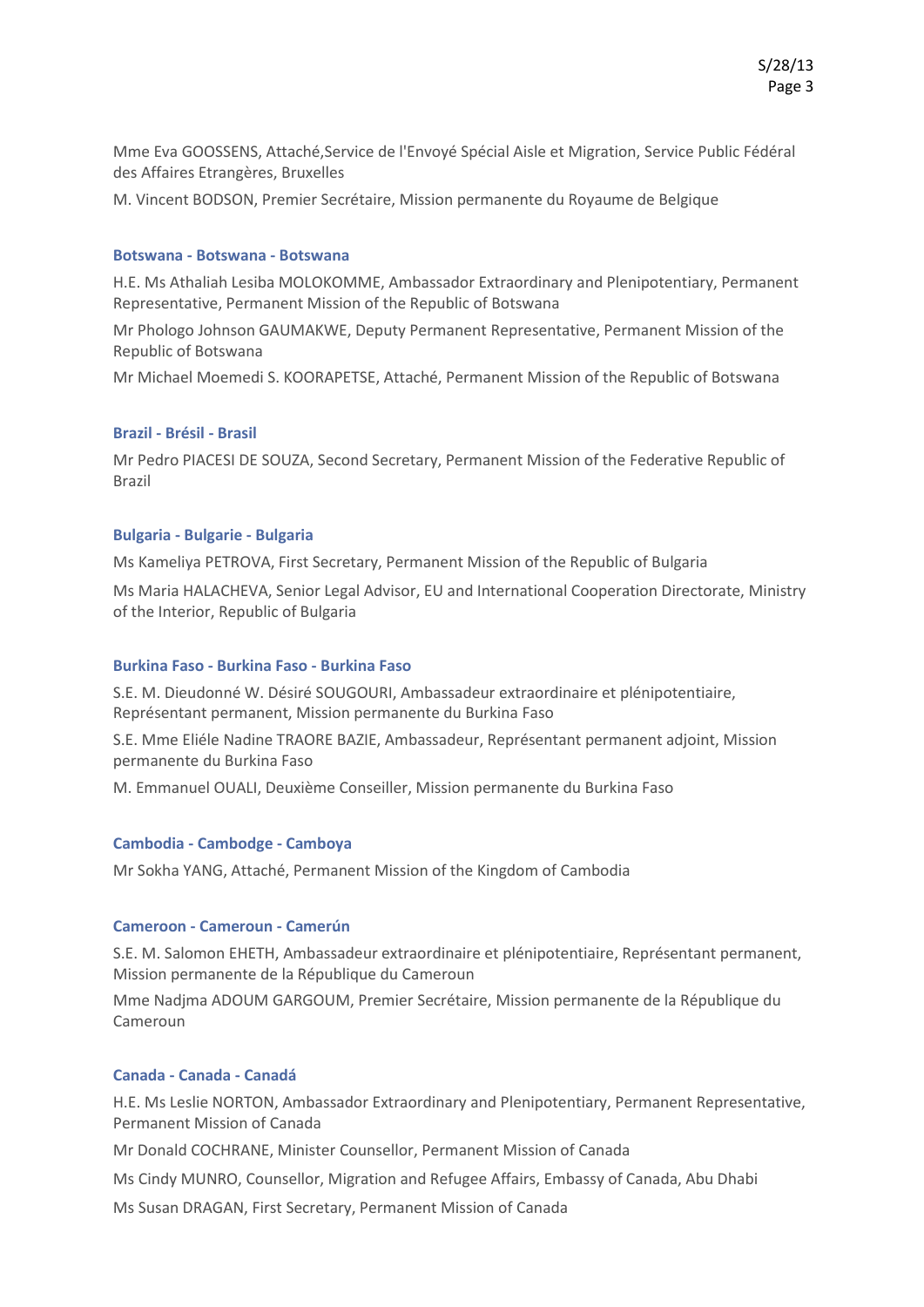Mme Eva GOOSSENS, Attaché,Service de l'Envoyé Spécial Aisle et Migration, Service Public Fédéral des Affaires Etrangères, Bruxelles

M. Vincent BODSON, Premier Secrétaire, Mission permanente du Royaume de Belgique

### Botswana - Botswana - Botswana

H.E. Ms Athaliah Lesiba MOLOKOMME, Ambassador Extraordinary and Plenipotentiary, Permanent Representative, Permanent Mission of the Republic of Botswana

Mr Phologo Johnson GAUMAKWE, Deputy Permanent Representative, Permanent Mission of the Republic of Botswana

Mr Michael Moemedi S. KOORAPETSE, Attaché, Permanent Mission of the Republic of Botswana

### Brazil - Brésil - Brasil

Mr Pedro PIACESI DE SOUZA, Second Secretary, Permanent Mission of the Federative Republic of Brazil

### Bulgaria - Bulgarie - Bulgaria

Ms Kameliya PETROVA, First Secretary, Permanent Mission of the Republic of Bulgaria

Ms Maria HALACHEVA, Senior Legal Advisor, EU and International Cooperation Directorate, Ministry of the Interior, Republic of Bulgaria

### Burkina Faso - Burkina Faso - Burkina Faso

S.E. M. Dieudonné W. Désiré SOUGOURI, Ambassadeur extraordinaire et plénipotentiaire, Représentant permanent, Mission permanente du Burkina Faso

S.E. Mme Eliéle Nadine TRAORE BAZIE, Ambassadeur, Représentant permanent adjoint, Mission permanente du Burkina Faso

M. Emmanuel OUALI, Deuxième Conseiller, Mission permanente du Burkina Faso

### Cambodia - Cambodge - Camboya

Mr Sokha YANG, Attaché, Permanent Mission of the Kingdom of Cambodia

### Cameroon - Cameroun - Camerún

S.E. M. Salomon EHETH, Ambassadeur extraordinaire et plénipotentiaire, Représentant permanent, Mission permanente de la République du Cameroun

Mme Nadjma ADOUM GARGOUM, Premier Secrétaire, Mission permanente de la République du Cameroun

### Canada - Canada - Canadá

H.E. Ms Leslie NORTON, Ambassador Extraordinary and Plenipotentiary, Permanent Representative, Permanent Mission of Canada

Mr Donald COCHRANE, Minister Counsellor, Permanent Mission of Canada

Ms Cindy MUNRO, Counsellor, Migration and Refugee Affairs, Embassy of Canada, Abu Dhabi

Ms Susan DRAGAN, First Secretary, Permanent Mission of Canada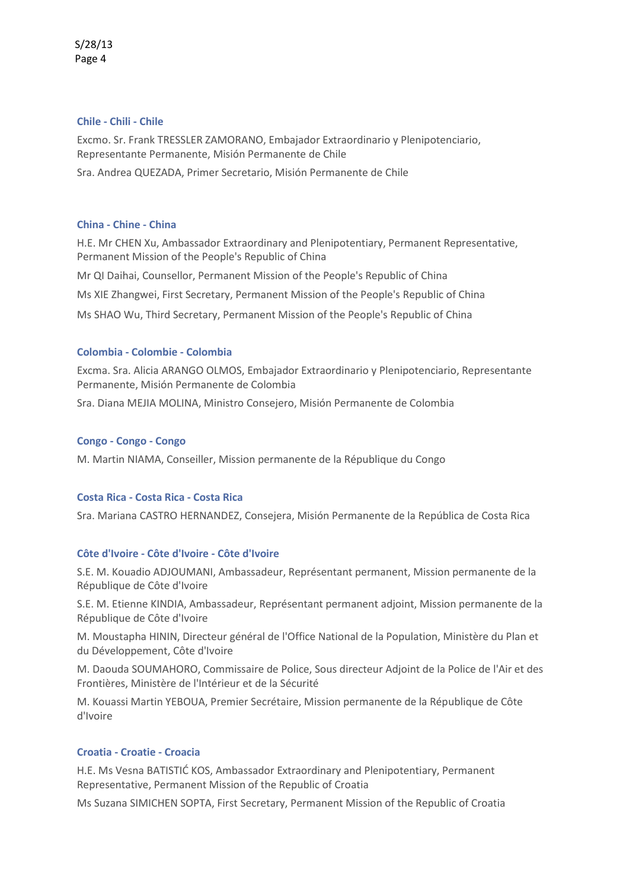### Chile - Chili - Chile

Excmo. Sr. Frank TRESSLER ZAMORANO, Embajador Extraordinario y Plenipotenciario, Representante Permanente, Misión Permanente de Chile

Sra. Andrea QUEZADA, Primer Secretario, Misión Permanente de Chile

### China - Chine - China

H.E. Mr CHEN Xu, Ambassador Extraordinary and Plenipotentiary, Permanent Representative, Permanent Mission of the People's Republic of China

Mr QI Daihai, Counsellor, Permanent Mission of the People's Republic of China

Ms XIE Zhangwei, First Secretary, Permanent Mission of the People's Republic of China

Ms SHAO Wu, Third Secretary, Permanent Mission of the People's Republic of China

### Colombia - Colombie - Colombia

Excma. Sra. Alicia ARANGO OLMOS, Embajador Extraordinario y Plenipotenciario, Representante Permanente, Misión Permanente de Colombia

Sra. Diana MEJIA MOLINA, Ministro Consejero, Misión Permanente de Colombia

### Congo - Congo - Congo

M. Martin NIAMA, Conseiller, Mission permanente de la République du Congo

### Costa Rica - Costa Rica - Costa Rica

Sra. Mariana CASTRO HERNANDEZ, Consejera, Misión Permanente de la República de Costa Rica

### Côte d'Ivoire - Côte d'Ivoire - Côte d'Ivoire

S.E. M. Kouadio ADJOUMANI, Ambassadeur, Représentant permanent, Mission permanente de la République de Côte d'Ivoire

S.E. M. Etienne KINDIA, Ambassadeur, Représentant permanent adjoint, Mission permanente de la République de Côte d'Ivoire

M. Moustapha HININ, Directeur général de l'Office National de la Population, Ministère du Plan et du Développement, Côte d'Ivoire

M. Daouda SOUMAHORO, Commissaire de Police, Sous directeur Adjoint de la Police de l'Air et des Frontières, Ministère de l'Intérieur et de la Sécurité

M. Kouassi Martin YEBOUA, Premier Secrétaire, Mission permanente de la République de Côte d'Ivoire

### Croatia - Croatie - Croacia

H.E. Ms Vesna BATISTIĆ KOS, Ambassador Extraordinary and Plenipotentiary, Permanent Representative, Permanent Mission of the Republic of Croatia

Ms Suzana SIMICHEN SOPTA, First Secretary, Permanent Mission of the Republic of Croatia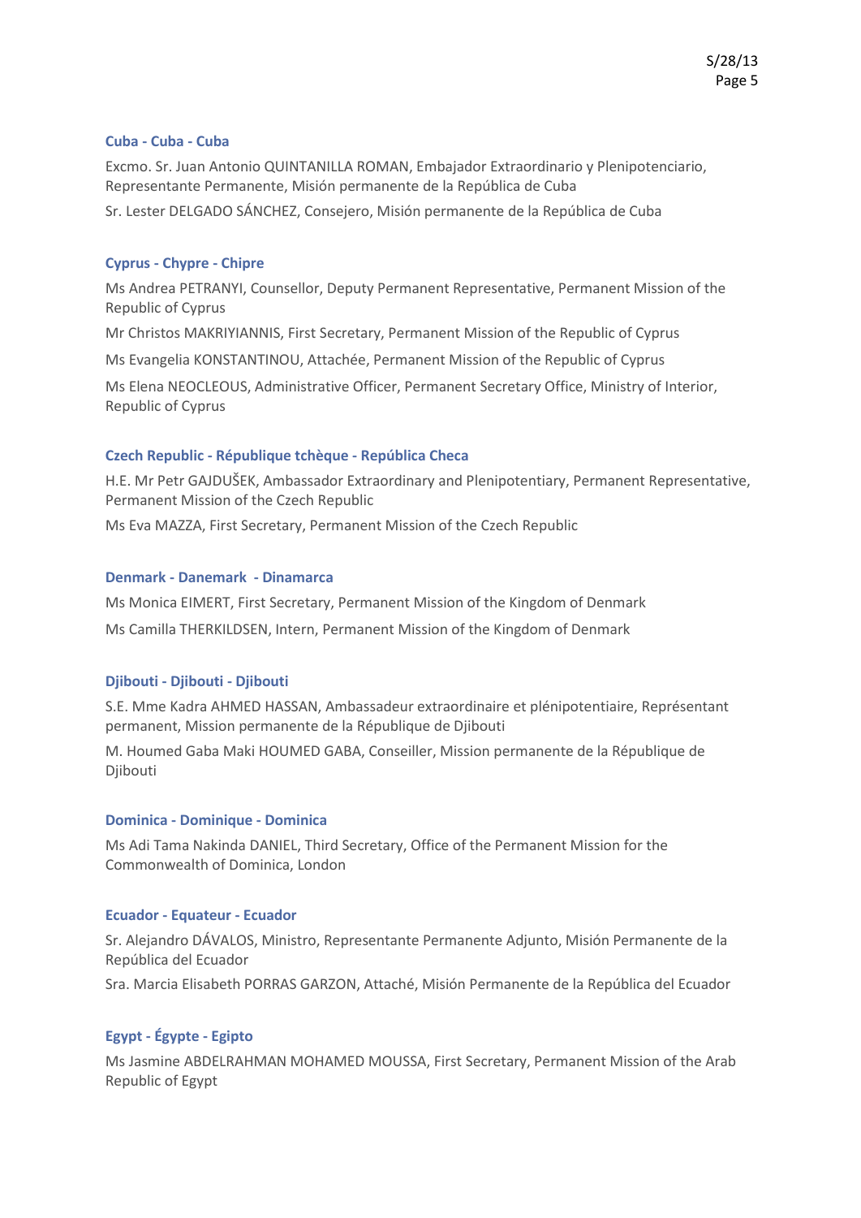### Cuba - Cuba - Cuba

Excmo. Sr. Juan Antonio QUINTANILLA ROMAN, Embajador Extraordinario y Plenipotenciario, Representante Permanente, Misión permanente de la República de Cuba

Sr. Lester DELGADO SÁNCHEZ, Consejero, Misión permanente de la República de Cuba

### Cyprus - Chypre - Chipre

Ms Andrea PETRANYI, Counsellor, Deputy Permanent Representative, Permanent Mission of the Republic of Cyprus

Mr Christos MAKRIYIANNIS, First Secretary, Permanent Mission of the Republic of Cyprus

Ms Evangelia KONSTANTINOU, Attachée, Permanent Mission of the Republic of Cyprus

Ms Elena NEOCLEOUS, Administrative Officer, Permanent Secretary Office, Ministry of Interior, Republic of Cyprus

### Czech Republic - République tchèque - República Checa

H.E. Mr Petr GAJDUŠEK, Ambassador Extraordinary and Plenipotentiary, Permanent Representative, Permanent Mission of the Czech Republic

Ms Eva MAZZA, First Secretary, Permanent Mission of the Czech Republic

### Denmark - Danemark - Dinamarca

Ms Monica EIMERT, First Secretary, Permanent Mission of the Kingdom of Denmark

Ms Camilla THERKILDSEN, Intern, Permanent Mission of the Kingdom of Denmark

### Djibouti - Djibouti - Djibouti

S.E. Mme Kadra AHMED HASSAN, Ambassadeur extraordinaire et plénipotentiaire, Représentant permanent, Mission permanente de la République de Djibouti

M. Houmed Gaba Maki HOUMED GABA, Conseiller, Mission permanente de la République de Djibouti

### Dominica - Dominique - Dominica

Ms Adi Tama Nakinda DANIEL, Third Secretary, Office of the Permanent Mission for the Commonwealth of Dominica, London

### Ecuador - Equateur - Ecuador

Sr. Alejandro DÁVALOS, Ministro, Representante Permanente Adjunto, Misión Permanente de la República del Ecuador

Sra. Marcia Elisabeth PORRAS GARZON, Attaché, Misión Permanente de la República del Ecuador

### Egypt - Égypte - Egipto

Ms Jasmine ABDELRAHMAN MOHAMED MOUSSA, First Secretary, Permanent Mission of the Arab Republic of Egypt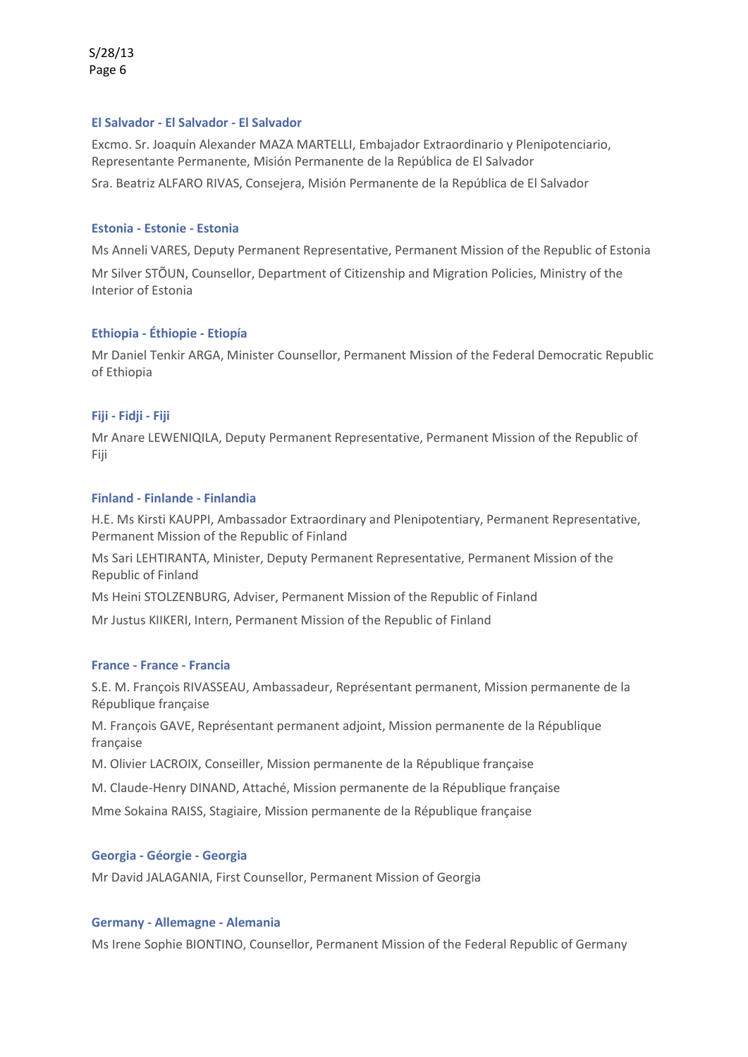### El Salvador - El Salvador - El Salvador

Excmo. Sr. Joaquín Alexander MAZA MARTELLI, Embajador Extraordinario y Plenipotenciario, Representante Permanente, Misión Permanente de la República de El Salvador

Sra. Beatriz ALFARO RIVAS, Consejera, Misión Permanente de la República de El Salvador

### Estonia - Estonie - Estonia

Ms Anneli VARES, Deputy Permanent Representative, Permanent Mission of the Republic of Estonia

Mr Silver STÕUN, Counsellor, Department of Citizenship and Migration Policies, Ministry of the Interior of Estonia

### Ethiopia - Éthiopie - Etiopía

Mr Daniel Tenkir ARGA, Minister Counsellor, Permanent Mission of the Federal Democratic Republic of Ethiopia

### Fiji - Fidji - Fiji

Mr Anare LEWENIQILA, Deputy Permanent Representative, Permanent Mission of the Republic of Fiji

### Finland - Finlande - Finlandia

H.E. Ms Kirsti KAUPPI, Ambassador Extraordinary and Plenipotentiary, Permanent Representative, Permanent Mission of the Republic of Finland

Ms Sari LEHTIRANTA, Minister, Deputy Permanent Representative, Permanent Mission of the Republic of Finland

Ms Heini STOLZENBURG, Adviser, Permanent Mission of the Republic of Finland

Mr Justus KIIKERI, Intern, Permanent Mission of the Republic of Finland

### France - France - Francia

S.E. M. François RIVASSEAU, Ambassadeur, Représentant permanent, Mission permanente de la République française

M. François GAVE, Représentant permanent adjoint, Mission permanente de la République française

M. Olivier LACROIX, Conseiller, Mission permanente de la République française

M. Claude-Henry DINAND, Attaché, Mission permanente de la République française

Mme Sokaina RAISS, Stagiaire, Mission permanente de la République française

### Georgia - Géorgie - Georgia

Mr David JALAGANIA, First Counsellor, Permanent Mission of Georgia

### Germany - Allemagne - Alemania

Ms Irene Sophie BIONTINO, Counsellor, Permanent Mission of the Federal Republic of Germany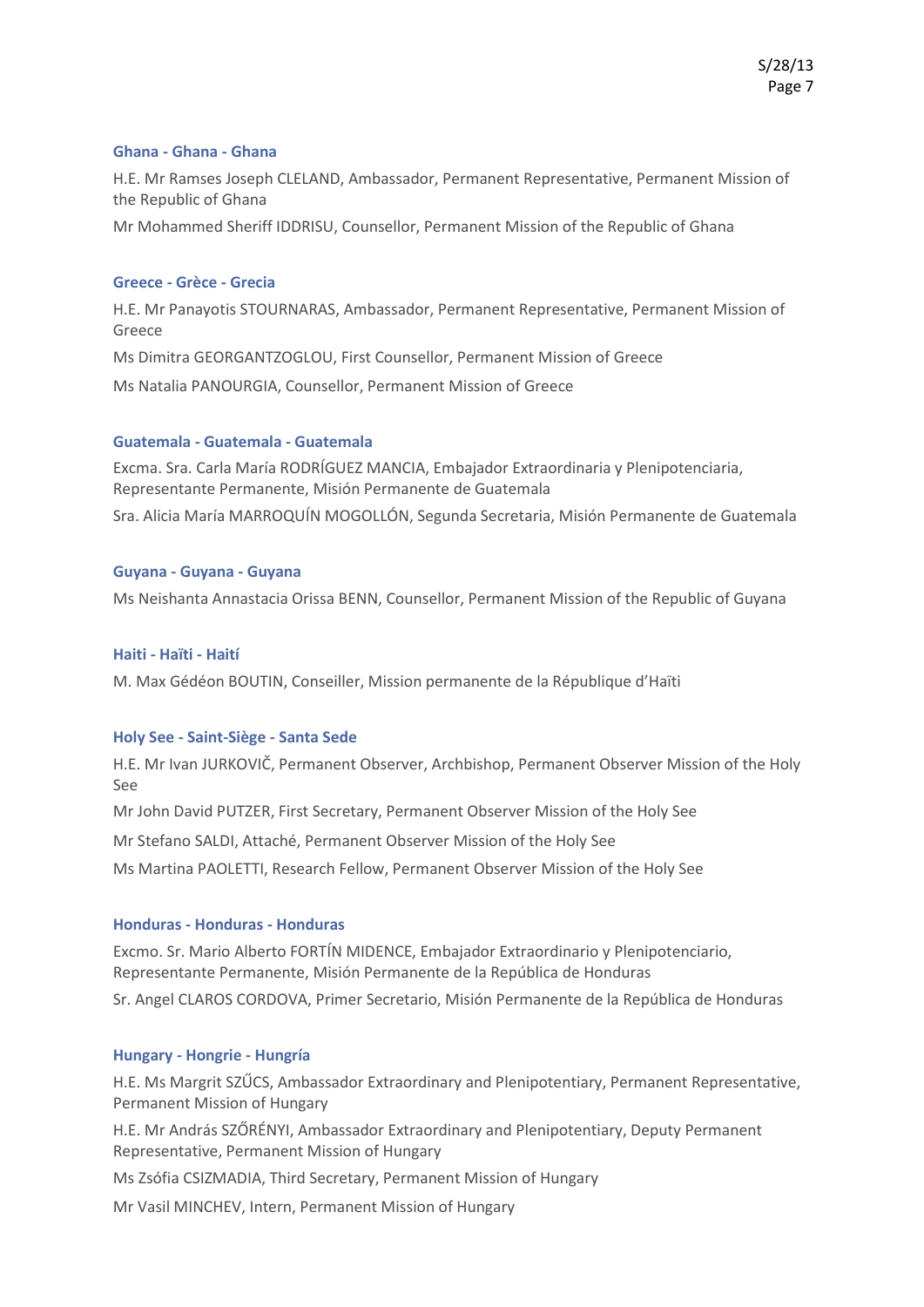### Ghana - Ghana - Ghana

H.E. Mr Ramses Joseph CLELAND, Ambassador, Permanent Representative, Permanent Mission of the Republic of Ghana

Mr Mohammed Sheriff IDDRISU, Counsellor, Permanent Mission of the Republic of Ghana

### Greece - Grèce - Grecia

H.E. Mr Panayotis STOURNARAS, Ambassador, Permanent Representative, Permanent Mission of Greece

Ms Dimitra GEORGANTZOGLOU, First Counsellor, Permanent Mission of Greece

Ms Natalia PANOURGIA, Counsellor, Permanent Mission of Greece

### Guatemala - Guatemala - Guatemala

Excma. Sra. Carla María RODRÍGUEZ MANCIA, Embajador Extraordinaria y Plenipotenciaria, Representante Permanente, Misión Permanente de Guatemala

Sra. Alicia María MARROQUÍN MOGOLLÓN, Segunda Secretaria, Misión Permanente de Guatemala

### Guyana - Guyana - Guyana

Ms Neishanta Annastacia Orissa BENN, Counsellor, Permanent Mission of the Republic of Guyana

### Haiti - Haïti - Haití

M. Max Gédéon BOUTIN, Conseiller, Mission permanente de la République d'Haïti

### Holy See - Saint-Siège - Santa Sede

H.E. Mr Ivan JURKOVIČ, Permanent Observer, Archbishop, Permanent Observer Mission of the Holy See

Mr John David PUTZER, First Secretary, Permanent Observer Mission of the Holy See

Mr Stefano SALDI, Attaché, Permanent Observer Mission of the Holy See

Ms Martina PAOLETTI, Research Fellow, Permanent Observer Mission of the Holy See

### Honduras - Honduras - Honduras

Excmo. Sr. Mario Alberto FORTÍN MIDENCE, Embajador Extraordinario y Plenipotenciario, Representante Permanente, Misión Permanente de la República de Honduras

Sr. Angel CLAROS CORDOVA, Primer Secretario, Misión Permanente de la República de Honduras

### Hungary - Hongrie - Hungría

H.E. Ms Margrit SZŰCS, Ambassador Extraordinary and Plenipotentiary, Permanent Representative, Permanent Mission of Hungary

H.E. Mr András SZŐRÉNYI, Ambassador Extraordinary and Plenipotentiary, Deputy Permanent Representative, Permanent Mission of Hungary

Ms Zsófia CSIZMADIA, Third Secretary, Permanent Mission of Hungary

Mr Vasil MINCHEV, Intern, Permanent Mission of Hungary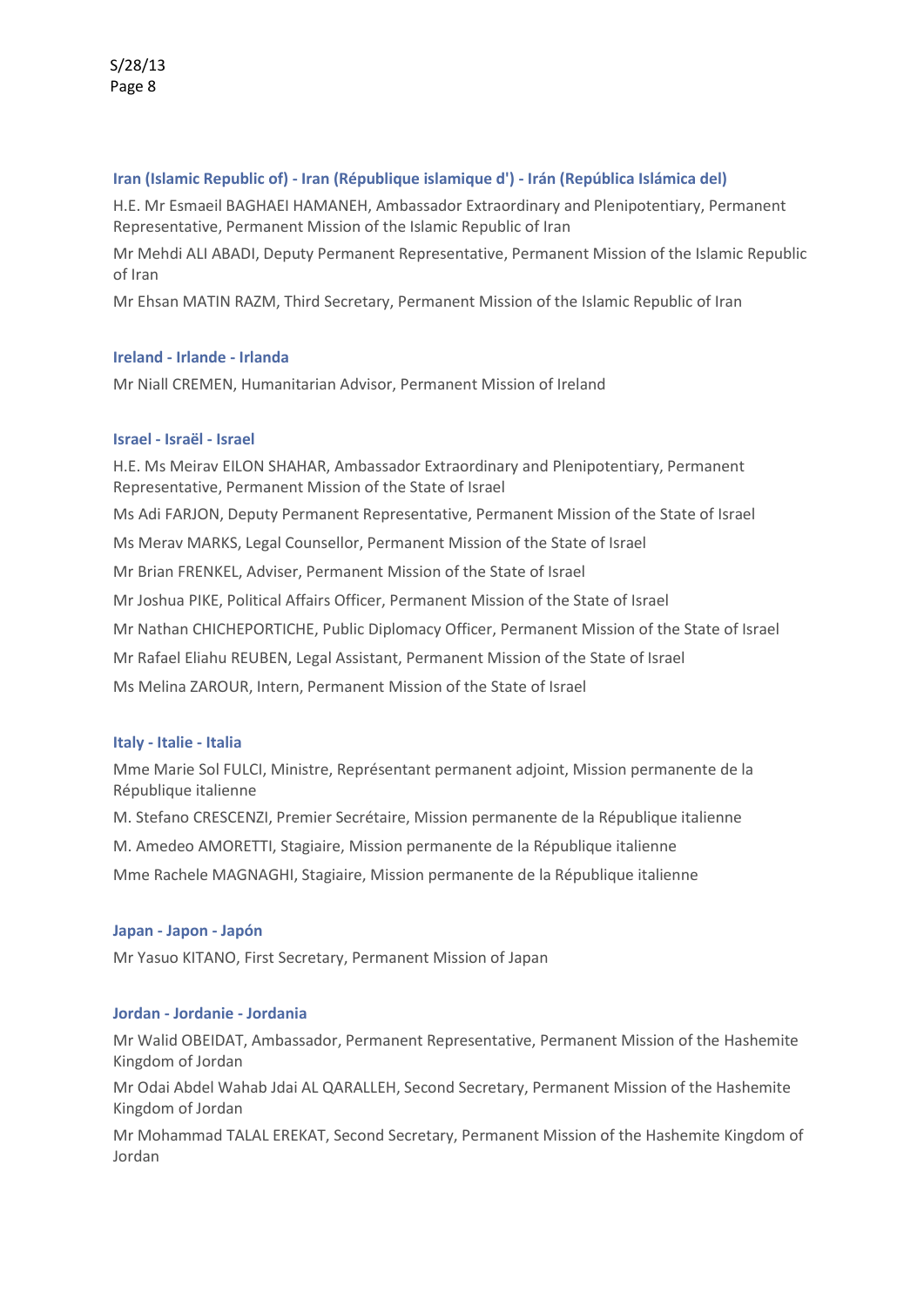### Iran (Islamic Republic of) - Iran (République islamique d') - Irán (República Islámica del)

H.E. Mr Esmaeil BAGHAEI HAMANEH, Ambassador Extraordinary and Plenipotentiary, Permanent Representative, Permanent Mission of the Islamic Republic of Iran

Mr Mehdi ALI ABADI, Deputy Permanent Representative, Permanent Mission of the Islamic Republic of Iran

Mr Ehsan MATIN RAZM, Third Secretary, Permanent Mission of the Islamic Republic of Iran

### Ireland - Irlande - Irlanda

Mr Niall CREMEN, Humanitarian Advisor, Permanent Mission of Ireland

### Israel - Israël - Israel

H.E. Ms Meirav EILON SHAHAR, Ambassador Extraordinary and Plenipotentiary, Permanent Representative, Permanent Mission of the State of Israel

Ms Adi FARJON, Deputy Permanent Representative, Permanent Mission of the State of Israel

Ms Merav MARKS, Legal Counsellor, Permanent Mission of the State of Israel

Mr Brian FRENKEL, Adviser, Permanent Mission of the State of Israel

Mr Joshua PIKE, Political Affairs Officer, Permanent Mission of the State of Israel

Mr Nathan CHICHEPORTICHE, Public Diplomacy Officer, Permanent Mission of the State of Israel

Mr Rafael Eliahu REUBEN, Legal Assistant, Permanent Mission of the State of Israel

Ms Melina ZAROUR, Intern, Permanent Mission of the State of Israel

### Italy - Italie - Italia

Mme Marie Sol FULCI, Ministre, Représentant permanent adjoint, Mission permanente de la République italienne

M. Stefano CRESCENZI, Premier Secrétaire, Mission permanente de la République italienne

M. Amedeo AMORETTI, Stagiaire, Mission permanente de la République italienne

Mme Rachele MAGNAGHI, Stagiaire, Mission permanente de la République italienne

### Japan - Japon - Japón

Mr Yasuo KITANO, First Secretary, Permanent Mission of Japan

### Jordan - Jordanie - Jordania

Mr Walid OBEIDAT, Ambassador, Permanent Representative, Permanent Mission of the Hashemite Kingdom of Jordan

Mr Odai Abdel Wahab Jdai AL QARALLEH, Second Secretary, Permanent Mission of the Hashemite Kingdom of Jordan

Mr Mohammad TALAL EREKAT, Second Secretary, Permanent Mission of the Hashemite Kingdom of Jordan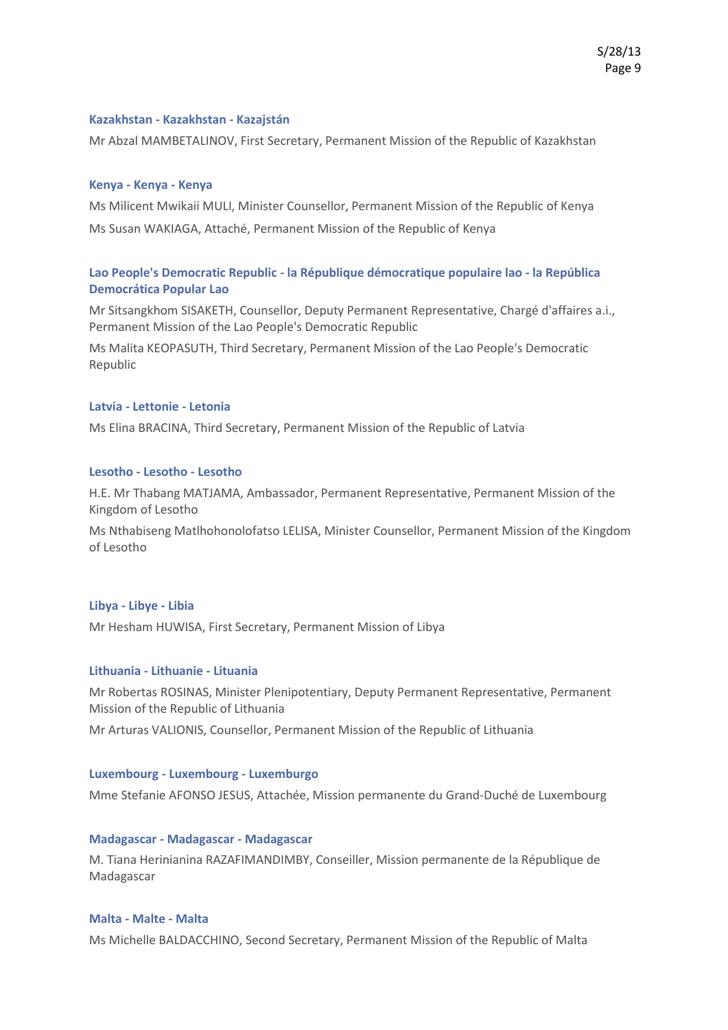#### Kazakhstan - Kazakhstan - Kazajstán

Mr Abzal MAMBETALINOV, First Secretary, Permanent Mission of the Republic of Kazakhstan

#### Kenya - Kenya - Kenya

Ms Milicent Mwikaii MULI, Minister Counsellor, Permanent Mission of the Republic of Kenya

Ms Susan WAKIAGA, Attaché, Permanent Mission of the Republic of Kenya

#### Lao People's Democratic Republic - la République démocratique populaire lao - la República Democrática Popular Lao

Mr Sitsangkhom SISAKETH, Counsellor, Deputy Permanent Representative, Chargé d'affaires a.i., Permanent Mission of the Lao People's Democratic Republic

Ms Malita KEOPASUTH, Third Secretary, Permanent Mission of the Lao People's Democratic Republic

#### Latvia - Lettonie - Letonia

Ms Elina BRACINA, Third Secretary, Permanent Mission of the Republic of Latvia

#### Lesotho - Lesotho - Lesotho

H.E. Mr Thabang MATJAMA, Ambassador, Permanent Representative, Permanent Mission of the Kingdom of Lesotho

Ms Nthabiseng Matlhohonolofatso LELISA, Minister Counsellor, Permanent Mission of the Kingdom of Lesotho

#### Libya - Libye - Libia

Mr Hesham HUWISA, First Secretary, Permanent Mission of Libya

#### Lithuania - Lithuanie - Lituania

Mr Robertas ROSINAS, Minister Plenipotentiary, Deputy Permanent Representative, Permanent Mission of the Republic of Lithuania

Mr Arturas VALIONIS, Counsellor, Permanent Mission of the Republic of Lithuania

#### Luxembourg - Luxembourg - Luxemburgo

Mme Stefanie AFONSO JESUS, Attachée, Mission permanente du Grand-Duché de Luxembourg

#### Madagascar - Madagascar - Madagascar

M. Tiana Herinianina RAZAFIMANDIMBY, Conseiller, Mission permanente de la République de Madagascar

#### Malta - Malte - Malta

Ms Michelle BALDACCHINO, Second Secretary, Permanent Mission of the Republic of Malta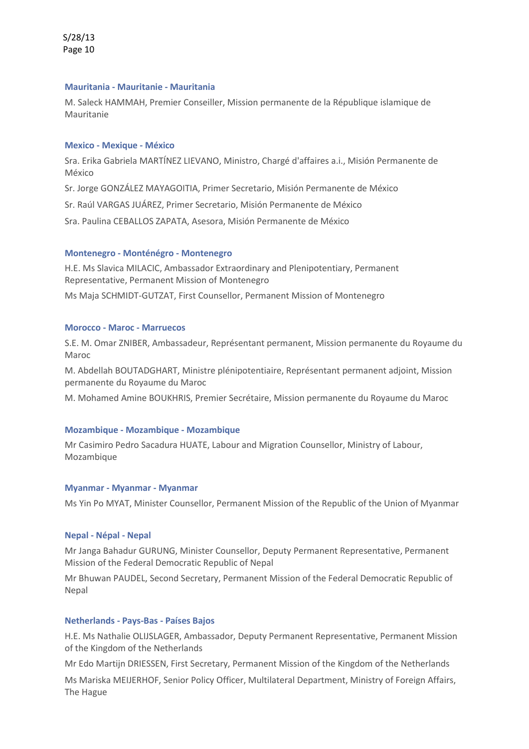### Mauritania - Mauritanie - Mauritania

M. Saleck HAMMAH, Premier Conseiller, Mission permanente de la République islamique de Mauritanie

### Mexico - Mexique - México

Sra. Erika Gabriela MARTÍNEZ LIEVANO, Ministro, Chargé d'affaires a.i., Misión Permanente de México

Sr. Jorge GONZÁLEZ MAYAGOITIA, Primer Secretario, Misión Permanente de México

Sr. Raúl VARGAS JUÁREZ, Primer Secretario, Misión Permanente de México

Sra. Paulina CEBALLOS ZAPATA, Asesora, Misión Permanente de México

### Montenegro - Monténégro - Montenegro

H.E. Ms Slavica MILACIC, Ambassador Extraordinary and Plenipotentiary, Permanent Representative, Permanent Mission of Montenegro

Ms Maja SCHMIDT-GUTZAT, First Counsellor, Permanent Mission of Montenegro

### Morocco - Maroc - Marruecos

S.E. M. Omar ZNIBER, Ambassadeur, Représentant permanent, Mission permanente du Royaume du Maroc

M. Abdellah BOUTADGHART, Ministre plénipotentiaire, Représentant permanent adjoint, Mission permanente du Royaume du Maroc

M. Mohamed Amine BOUKHRIS, Premier Secrétaire, Mission permanente du Royaume du Maroc

### Mozambique - Mozambique - Mozambique

Mr Casimiro Pedro Sacadura HUATE, Labour and Migration Counsellor, Ministry of Labour, Mozambique

### Myanmar - Myanmar - Myanmar

Ms Yin Po MYAT, Minister Counsellor, Permanent Mission of the Republic of the Union of Myanmar

### Nepal - Népal - Nepal

Mr Janga Bahadur GURUNG, Minister Counsellor, Deputy Permanent Representative, Permanent Mission of the Federal Democratic Republic of Nepal

Mr Bhuwan PAUDEL, Second Secretary, Permanent Mission of the Federal Democratic Republic of Nepal

### Netherlands - Pays-Bas - Países Bajos

H.E. Ms Nathalie OLIJSLAGER, Ambassador, Deputy Permanent Representative, Permanent Mission of the Kingdom of the Netherlands

Mr Edo Martijn DRIESSEN, First Secretary, Permanent Mission of the Kingdom of the Netherlands

Ms Mariska MEIJERHOF, Senior Policy Officer, Multilateral Department, Ministry of Foreign Affairs, The Hague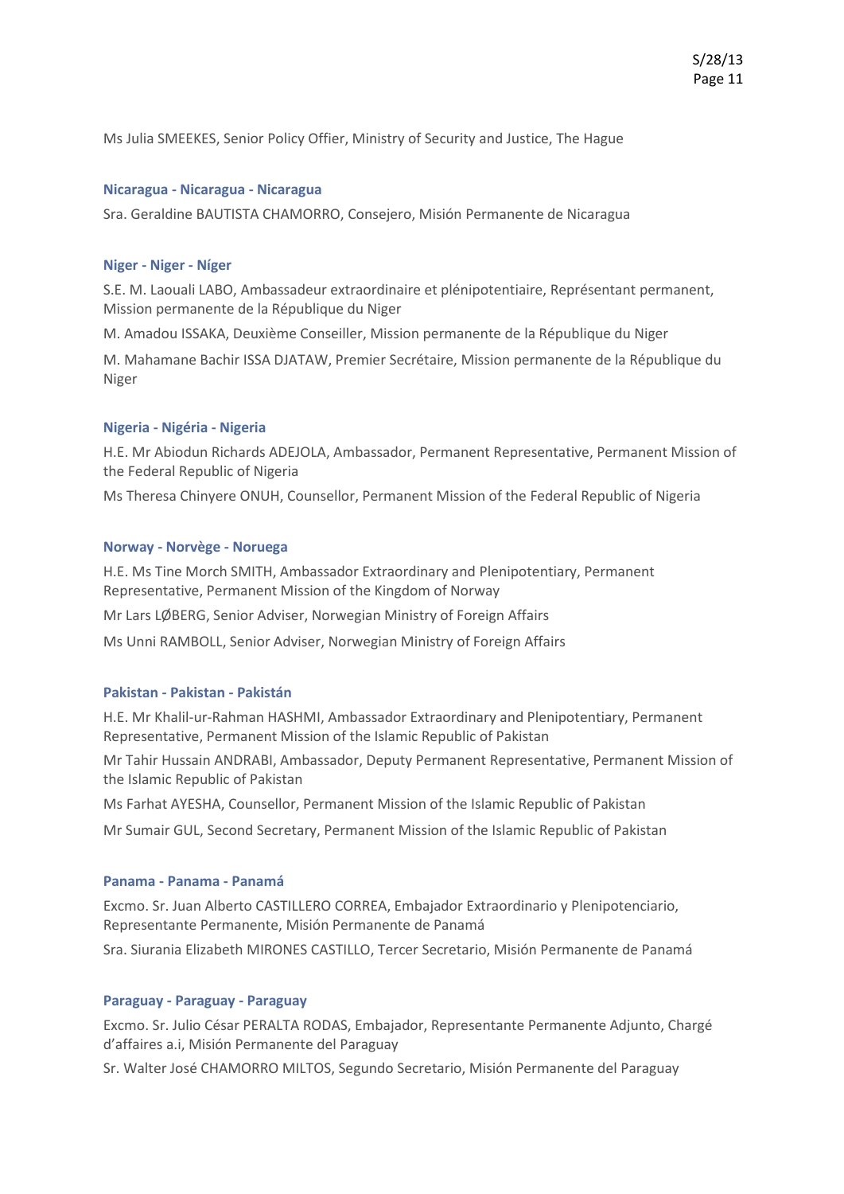Ms Julia SMEEKES, Senior Policy Offier, Ministry of Security and Justice, The Hague

### Nicaragua - Nicaragua - Nicaragua

Sra. Geraldine BAUTISTA CHAMORRO, Consejero, Misión Permanente de Nicaragua

### Niger - Niger - Níger

S.E. M. Laouali LABO, Ambassadeur extraordinaire et plénipotentiaire, Représentant permanent, Mission permanente de la République du Niger

M. Amadou ISSAKA, Deuxième Conseiller, Mission permanente de la République du Niger

M. Mahamane Bachir ISSA DJATAW, Premier Secrétaire, Mission permanente de la République du Niger

### Nigeria - Nigéria - Nigeria

H.E. Mr Abiodun Richards ADEJOLA, Ambassador, Permanent Representative, Permanent Mission of the Federal Republic of Nigeria

Ms Theresa Chinyere ONUH, Counsellor, Permanent Mission of the Federal Republic of Nigeria

### Norway - Norvège - Noruega

H.E. Ms Tine Morch SMITH, Ambassador Extraordinary and Plenipotentiary, Permanent Representative, Permanent Mission of the Kingdom of Norway

Mr Lars LØBERG, Senior Adviser, Norwegian Ministry of Foreign Affairs

Ms Unni RAMBOLL, Senior Adviser, Norwegian Ministry of Foreign Affairs

### Pakistan - Pakistan - Pakistán

H.E. Mr Khalil-ur-Rahman HASHMI, Ambassador Extraordinary and Plenipotentiary, Permanent Representative, Permanent Mission of the Islamic Republic of Pakistan

Mr Tahir Hussain ANDRABI, Ambassador, Deputy Permanent Representative, Permanent Mission of the Islamic Republic of Pakistan

Ms Farhat AYESHA, Counsellor, Permanent Mission of the Islamic Republic of Pakistan

Mr Sumair GUL, Second Secretary, Permanent Mission of the Islamic Republic of Pakistan

### Panama - Panama - Panamá

Excmo. Sr. Juan Alberto CASTILLERO CORREA, Embajador Extraordinario y Plenipotenciario, Representante Permanente, Misión Permanente de Panamá

Sra. Siurania Elizabeth MIRONES CASTILLO, Tercer Secretario, Misión Permanente de Panamá

### Paraguay - Paraguay - Paraguay

Excmo. Sr. Julio César PERALTA RODAS, Embajador, Representante Permanente Adjunto, Chargé d'affaires a.i, Misión Permanente del Paraguay

Sr. Walter José CHAMORRO MILTOS, Segundo Secretario, Misión Permanente del Paraguay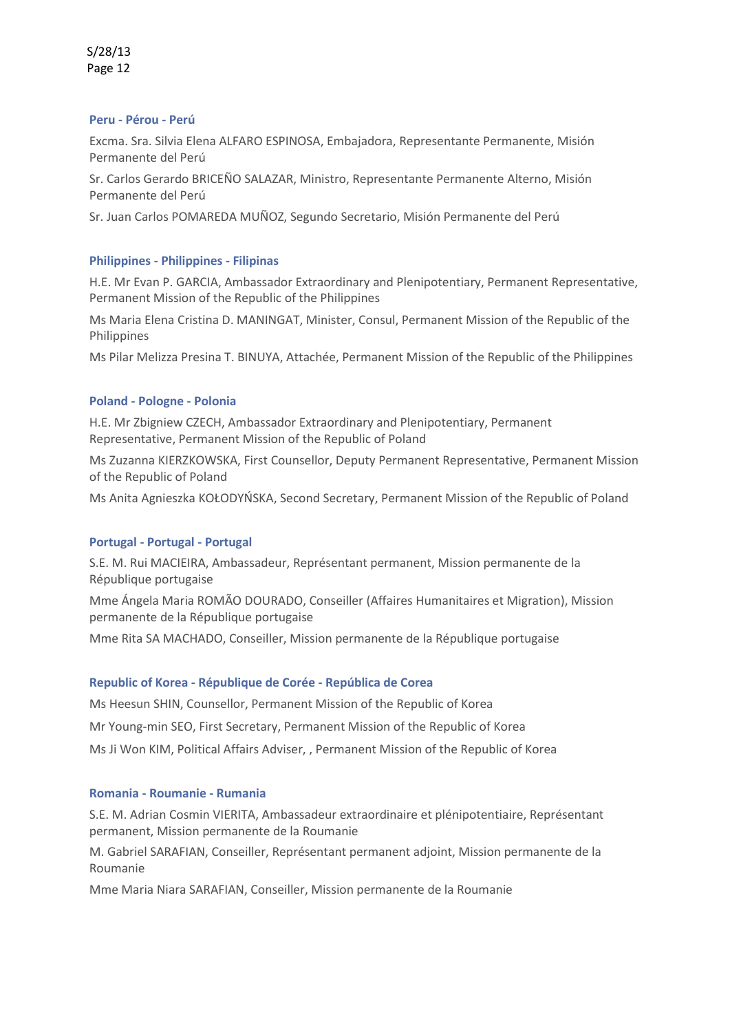### Peru - Pérou - Perú

Excma. Sra. Silvia Elena ALFARO ESPINOSA, Embajadora, Representante Permanente, Misión Permanente del Perú

Sr. Carlos Gerardo BRICEÑO SALAZAR, Ministro, Representante Permanente Alterno, Misión Permanente del Perú

Sr. Juan Carlos POMAREDA MUÑOZ, Segundo Secretario, Misión Permanente del Perú

### Philippines - Philippines - Filipinas

H.E. Mr Evan P. GARCIA, Ambassador Extraordinary and Plenipotentiary, Permanent Representative, Permanent Mission of the Republic of the Philippines

Ms Maria Elena Cristina D. MANINGAT, Minister, Consul, Permanent Mission of the Republic of the Philippines

Ms Pilar Melizza Presina T. BINUYA, Attachée, Permanent Mission of the Republic of the Philippines

### Poland - Pologne - Polonia

H.E. Mr Zbigniew CZECH, Ambassador Extraordinary and Plenipotentiary, Permanent Representative, Permanent Mission of the Republic of Poland

Ms Zuzanna KIERZKOWSKA, First Counsellor, Deputy Permanent Representative, Permanent Mission of the Republic of Poland

Ms Anita Agnieszka KOŁODYŃSKA, Second Secretary, Permanent Mission of the Republic of Poland

### Portugal - Portugal - Portugal

S.E. M. Rui MACIEIRA, Ambassadeur, Représentant permanent, Mission permanente de la République portugaise

Mme Ángela Maria ROMÃO DOURADO, Conseiller (Affaires Humanitaires et Migration), Mission permanente de la République portugaise

Mme Rita SA MACHADO, Conseiller, Mission permanente de la République portugaise

### Republic of Korea - République de Corée - República de Corea

Ms Heesun SHIN, Counsellor, Permanent Mission of the Republic of Korea

Mr Young-min SEO, First Secretary, Permanent Mission of the Republic of Korea

Ms Ji Won KIM, Political Affairs Adviser, , Permanent Mission of the Republic of Korea

### Romania - Roumanie - Rumania

S.E. M. Adrian Cosmin VIERITA, Ambassadeur extraordinaire et plénipotentiaire, Représentant permanent, Mission permanente de la Roumanie

M. Gabriel SARAFIAN, Conseiller, Représentant permanent adjoint, Mission permanente de la Roumanie

Mme Maria Niara SARAFIAN, Conseiller, Mission permanente de la Roumanie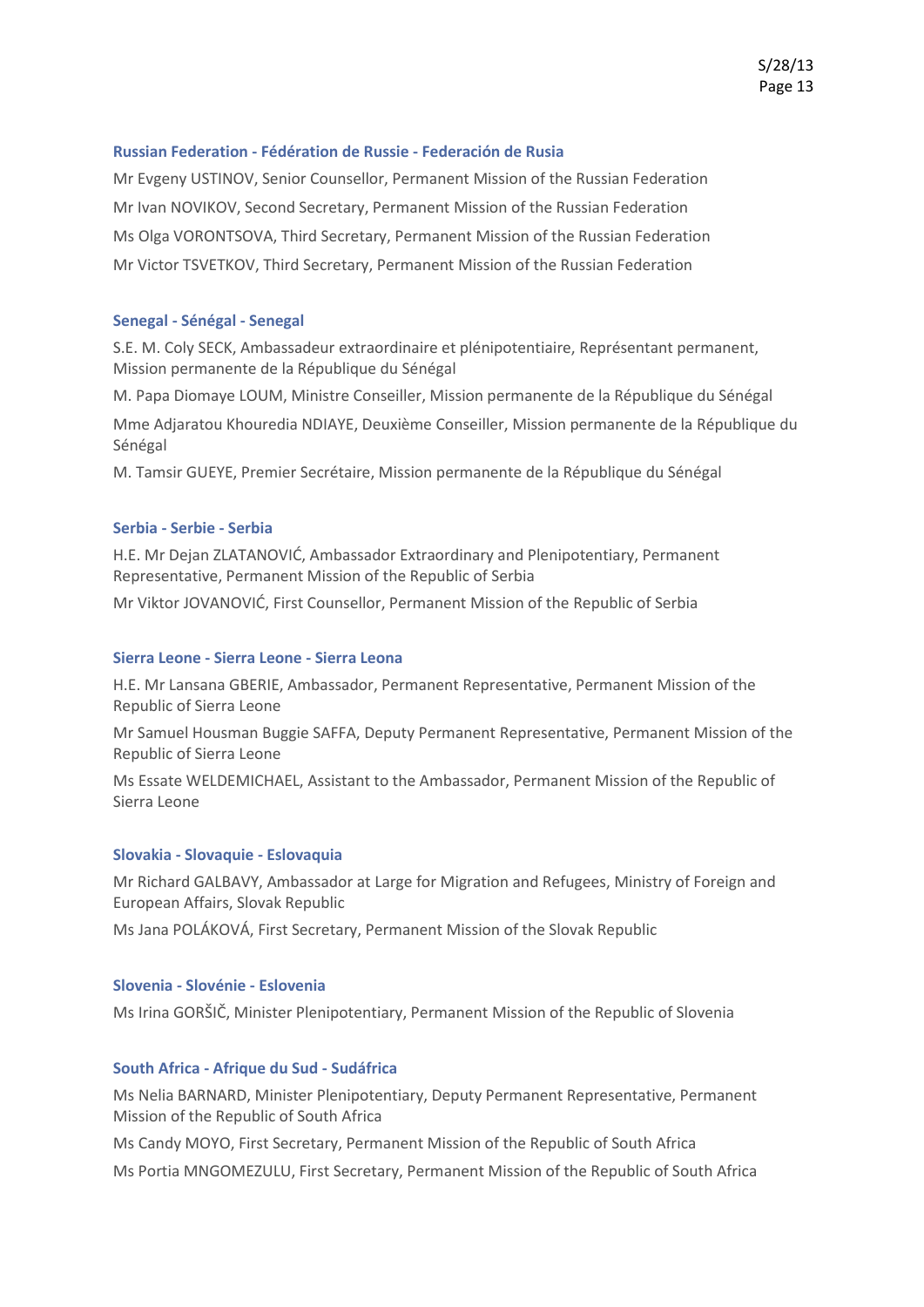### Russian Federation - Fédération de Russie - Federación de Rusia

Mr Evgeny USTINOV, Senior Counsellor, Permanent Mission of the Russian Federation

Mr Ivan NOVIKOV, Second Secretary, Permanent Mission of the Russian Federation

Ms Olga VORONTSOVA, Third Secretary, Permanent Mission of the Russian Federation

Mr Victor TSVETKOV, Third Secretary, Permanent Mission of the Russian Federation

### Senegal - Sénégal - Senegal

S.E. M. Coly SECK, Ambassadeur extraordinaire et plénipotentiaire, Représentant permanent, Mission permanente de la République du Sénégal

M. Papa Diomaye LOUM, Ministre Conseiller, Mission permanente de la République du Sénégal

Mme Adjaratou Khouredia NDIAYE, Deuxième Conseiller, Mission permanente de la République du Sénégal

M. Tamsir GUEYE, Premier Secrétaire, Mission permanente de la République du Sénégal

### Serbia - Serbie - Serbia

H.E. Mr Dejan ZLATANOVIĆ, Ambassador Extraordinary and Plenipotentiary, Permanent Representative, Permanent Mission of the Republic of Serbia

Mr Viktor JOVANOVIĆ, First Counsellor, Permanent Mission of the Republic of Serbia

### Sierra Leone - Sierra Leone - Sierra Leona

H.E. Mr Lansana GBERIE, Ambassador, Permanent Representative, Permanent Mission of the Republic of Sierra Leone

Mr Samuel Housman Buggie SAFFA, Deputy Permanent Representative, Permanent Mission of the Republic of Sierra Leone

Ms Essate WELDEMICHAEL, Assistant to the Ambassador, Permanent Mission of the Republic of Sierra Leone

### Slovakia - Slovaquie - Eslovaquia

Mr Richard GALBAVY, Ambassador at Large for Migration and Refugees, Ministry of Foreign and European Affairs, Slovak Republic

Ms Jana POLÁKOVÁ, First Secretary, Permanent Mission of the Slovak Republic

### Slovenia - Slovénie - Eslovenia

Ms Irina GORŠIČ, Minister Plenipotentiary, Permanent Mission of the Republic of Slovenia

### South Africa - Afrique du Sud - Sudáfrica

Ms Nelia BARNARD, Minister Plenipotentiary, Deputy Permanent Representative, Permanent Mission of the Republic of South Africa

Ms Candy MOYO, First Secretary, Permanent Mission of the Republic of South Africa

Ms Portia MNGOMEZULU, First Secretary, Permanent Mission of the Republic of South Africa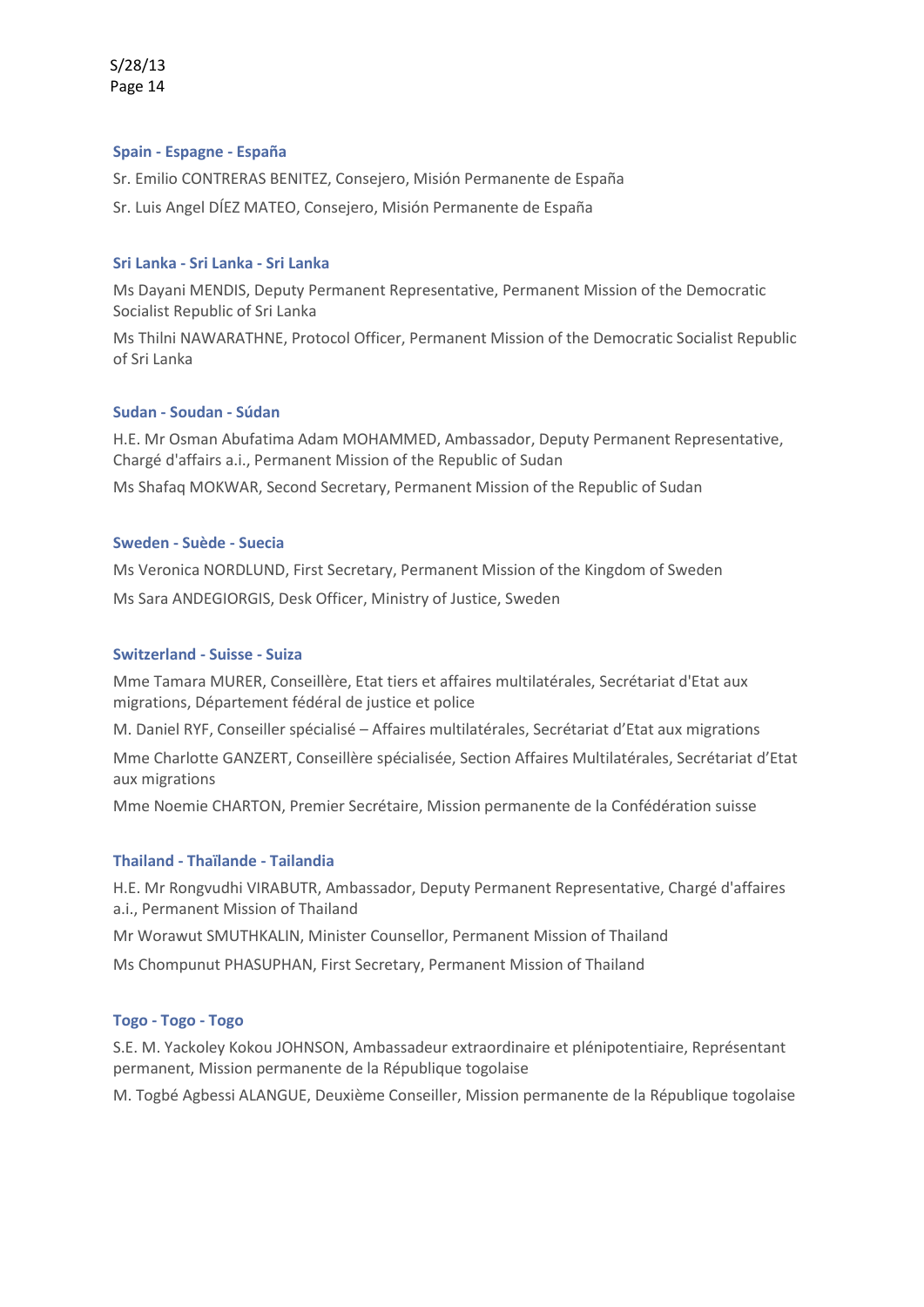### Spain - Espagne - España

Sr. Emilio CONTRERAS BENITEZ, Consejero, Misión Permanente de España

Sr. Luis Angel DÍEZ MATEO, Consejero, Misión Permanente de España

### Sri Lanka - Sri Lanka - Sri Lanka

Ms Dayani MENDIS, Deputy Permanent Representative, Permanent Mission of the Democratic Socialist Republic of Sri Lanka

Ms Thilni NAWARATHNE, Protocol Officer, Permanent Mission of the Democratic Socialist Republic of Sri Lanka

### Sudan - Soudan - Súdan

H.E. Mr Osman Abufatima Adam MOHAMMED, Ambassador, Deputy Permanent Representative, Chargé d'affairs a.i., Permanent Mission of the Republic of Sudan

Ms Shafaq MOKWAR, Second Secretary, Permanent Mission of the Republic of Sudan

### Sweden - Suède - Suecia

Ms Veronica NORDLUND, First Secretary, Permanent Mission of the Kingdom of Sweden

Ms Sara ANDEGIORGIS, Desk Officer, Ministry of Justice, Sweden

### Switzerland - Suisse - Suiza

Mme Tamara MURER, Conseillère, Etat tiers et affaires multilatérales, Secrétariat d'Etat aux migrations, Département fédéral de justice et police

M. Daniel RYF, Conseiller spécialisé – Affaires multilatérales, Secrétariat d'Etat aux migrations

Mme Charlotte GANZERT, Conseillère spécialisée, Section Affaires Multilatérales, Secrétariat d'Etat aux migrations

Mme Noemie CHARTON, Premier Secrétaire, Mission permanente de la Confédération suisse

### Thailand - Thaïlande - Tailandia

H.E. Mr Rongvudhi VIRABUTR, Ambassador, Deputy Permanent Representative, Chargé d'affaires a.i., Permanent Mission of Thailand

Mr Worawut SMUTHKALIN, Minister Counsellor, Permanent Mission of Thailand

Ms Chompunut PHASUPHAN, First Secretary, Permanent Mission of Thailand

### Togo - Togo - Togo

S.E. M. Yackoley Kokou JOHNSON, Ambassadeur extraordinaire et plénipotentiaire, Représentant permanent, Mission permanente de la République togolaise

M. Togbé Agbessi ALANGUE, Deuxième Conseiller, Mission permanente de la République togolaise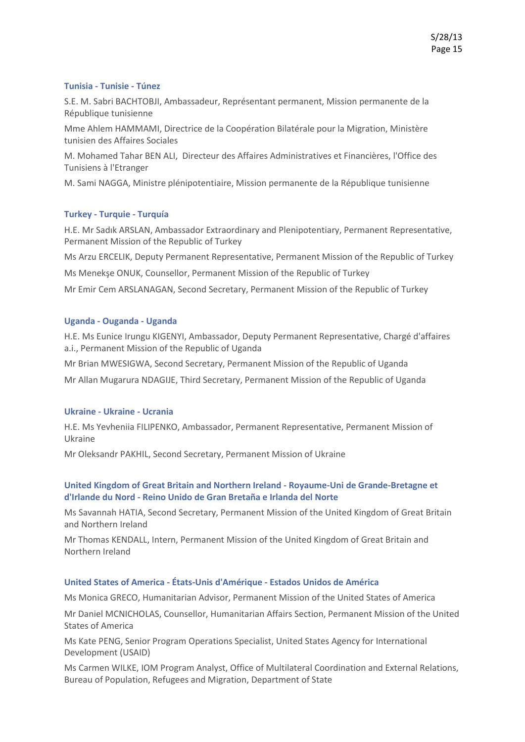### Tunisia - Tunisie - Túnez

S.E. M. Sabri BACHTOBJI, Ambassadeur, Représentant permanent, Mission permanente de la République tunisienne

Mme Ahlem HAMMAMI, Directrice de la Coopération Bilatérale pour la Migration, Ministère tunisien des Affaires Sociales

M. Mohamed Tahar BEN ALI, Directeur des Affaires Administratives et Financières, l'Office des Tunisiens à l'Etranger

M. Sami NAGGA, Ministre plénipotentiaire, Mission permanente de la République tunisienne

### Turkey - Turquie - Turquía

H.E. Mr Sadık ARSLAN, Ambassador Extraordinary and Plenipotentiary, Permanent Representative, Permanent Mission of the Republic of Turkey

Ms Arzu ERCELIK, Deputy Permanent Representative, Permanent Mission of the Republic of Turkey

Ms Menekşe ONUK, Counsellor, Permanent Mission of the Republic of Turkey

Mr Emir Cem ARSLANAGAN, Second Secretary, Permanent Mission of the Republic of Turkey

### Uganda - Ouganda - Uganda

H.E. Ms Eunice Irungu KIGENYI, Ambassador, Deputy Permanent Representative, Chargé d'affaires a.i., Permanent Mission of the Republic of Uganda

Mr Brian MWESIGWA, Second Secretary, Permanent Mission of the Republic of Uganda

Mr Allan Mugarura NDAGIJE, Third Secretary, Permanent Mission of the Republic of Uganda

### Ukraine - Ukraine - Ucrania

H.E. Ms Yevheniia FILIPENKO, Ambassador, Permanent Representative, Permanent Mission of Ukraine

Mr Oleksandr PAKHIL, Second Secretary, Permanent Mission of Ukraine

### United Kingdom of Great Britain and Northern Ireland - Royaume-Uni de Grande-Bretagne et d'Irlande du Nord - Reino Unido de Gran Bretaña e Irlanda del Norte

Ms Savannah HATIA, Second Secretary, Permanent Mission of the United Kingdom of Great Britain and Northern Ireland

Mr Thomas KENDALL, Intern, Permanent Mission of the United Kingdom of Great Britain and Northern Ireland

### United States of America - États-Unis d'Amérique - Estados Unidos de América

Ms Monica GRECO, Humanitarian Advisor, Permanent Mission of the United States of America

Mr Daniel MCNICHOLAS, Counsellor, Humanitarian Affairs Section, Permanent Mission of the United States of America

Ms Kate PENG, Senior Program Operations Specialist, United States Agency for International Development (USAID)

Ms Carmen WILKE, IOM Program Analyst, Office of Multilateral Coordination and External Relations, Bureau of Population, Refugees and Migration, Department of State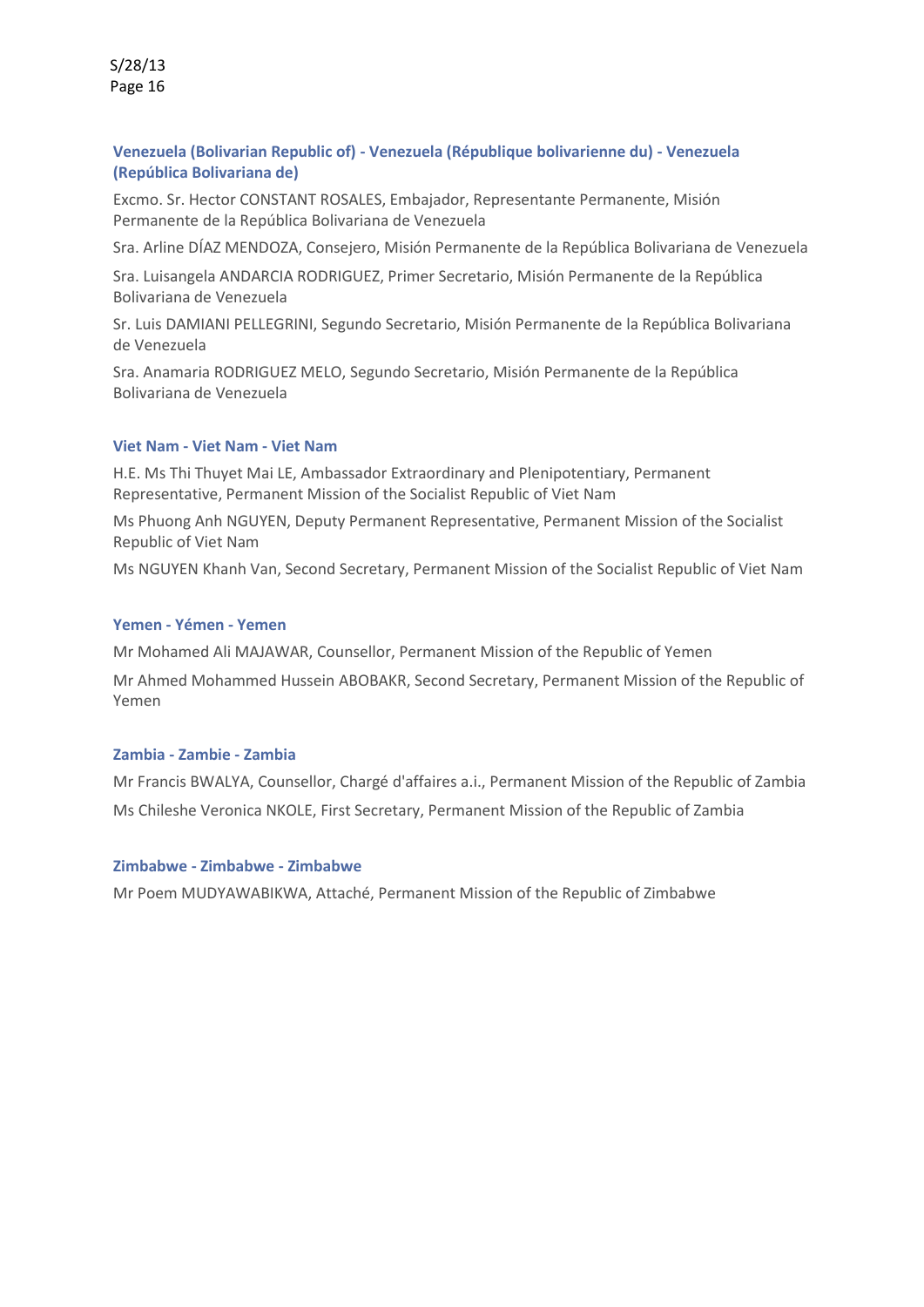### Venezuela (Bolivarian Republic of) - Venezuela (République bolivarienne du) - Venezuela (República Bolivariana de)

Excmo. Sr. Hector CONSTANT ROSALES, Embajador, Representante Permanente, Misión Permanente de la República Bolivariana de Venezuela

Sra. Arline DÍAZ MENDOZA, Consejero, Misión Permanente de la República Bolivariana de Venezuela

Sra. Luisangela ANDARCIA RODRIGUEZ, Primer Secretario, Misión Permanente de la República Bolivariana de Venezuela

Sr. Luis DAMIANI PELLEGRINI, Segundo Secretario, Misión Permanente de la República Bolivariana de Venezuela

Sra. Anamaria RODRIGUEZ MELO, Segundo Secretario, Misión Permanente de la República Bolivariana de Venezuela

### Viet Nam - Viet Nam - Viet Nam

H.E. Ms Thi Thuyet Mai LE, Ambassador Extraordinary and Plenipotentiary, Permanent Representative, Permanent Mission of the Socialist Republic of Viet Nam

Ms Phuong Anh NGUYEN, Deputy Permanent Representative, Permanent Mission of the Socialist Republic of Viet Nam

Ms NGUYEN Khanh Van, Second Secretary, Permanent Mission of the Socialist Republic of Viet Nam

### Yemen - Yémen - Yemen

Mr Mohamed Ali MAJAWAR, Counsellor, Permanent Mission of the Republic of Yemen

Mr Ahmed Mohammed Hussein ABOBAKR, Second Secretary, Permanent Mission of the Republic of Yemen

### Zambia - Zambie - Zambia

Mr Francis BWALYA, Counsellor, Chargé d'affaires a.i., Permanent Mission of the Republic of Zambia

Ms Chileshe Veronica NKOLE, First Secretary, Permanent Mission of the Republic of Zambia

### Zimbabwe - Zimbabwe - Zimbabwe

Mr Poem MUDYAWABIKWA, Attaché, Permanent Mission of the Republic of Zimbabwe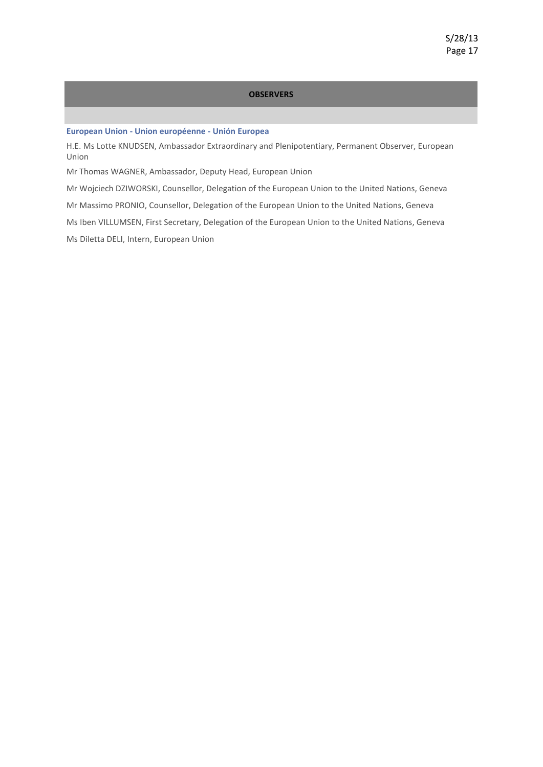## OBSERVERS

### European Union - Union européenne - Unión Europea

H.E. Ms Lotte KNUDSEN, Ambassador Extraordinary and Plenipotentiary, Permanent Observer, European Union

Mr Thomas WAGNER, Ambassador, Deputy Head, European Union

Mr Wojciech DZIWORSKI, Counsellor, Delegation of the European Union to the United Nations, Geneva

Mr Massimo PRONIO, Counsellor, Delegation of the European Union to the United Nations, Geneva

Ms Iben VILLUMSEN, First Secretary, Delegation of the European Union to the United Nations, Geneva

Ms Diletta DELI, Intern, European Union